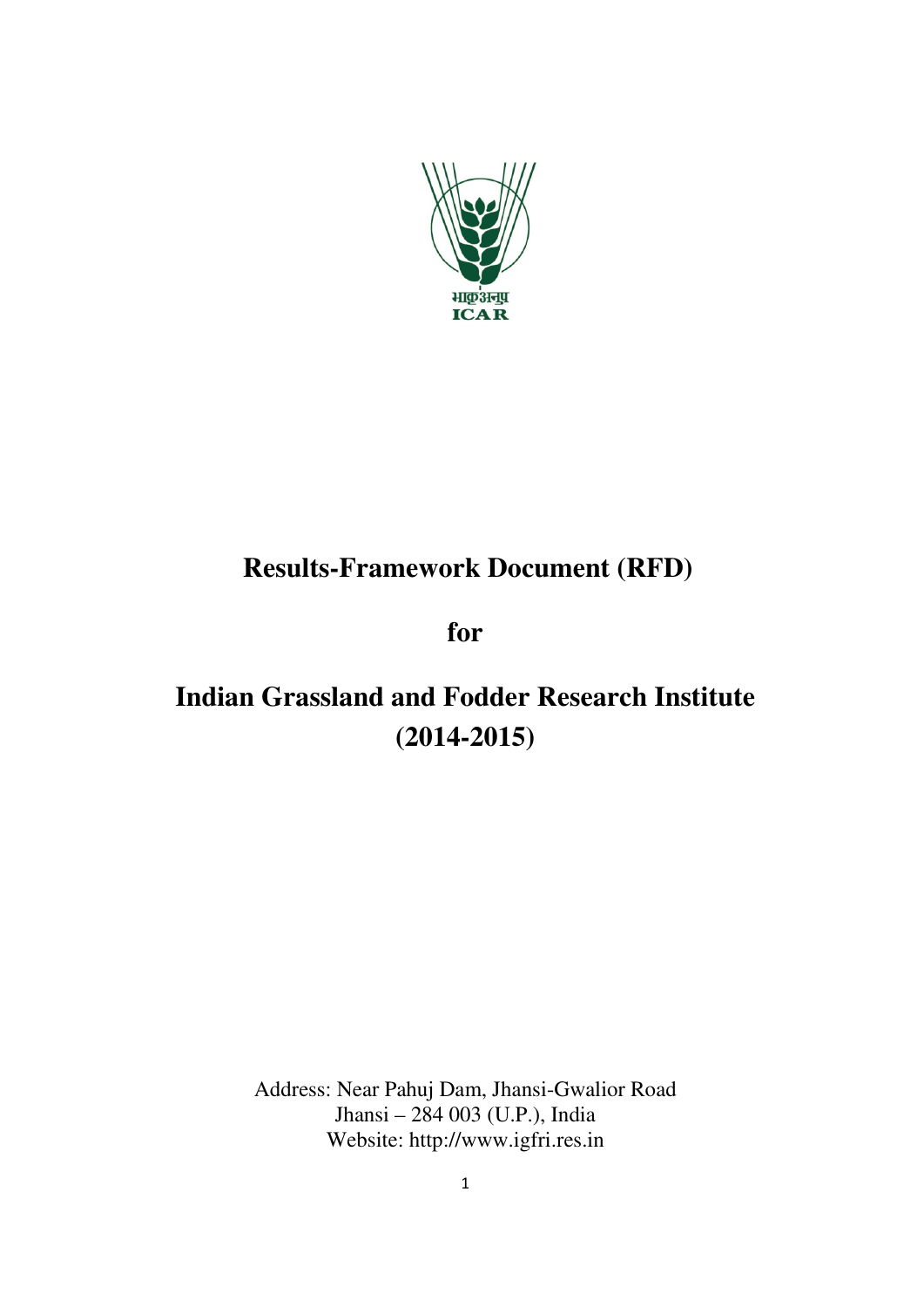भाकृअनुप
ICAR

# Results-Framework Document (RFD)

## for

# Indian Grassland and Fodder Research Institute (2014-2015)

Address: Near Pahuj Dam, Jhansi-Gwalior Road
Jhansi – 284 003 (U.P.), India
Website: http://www.igfri.res.in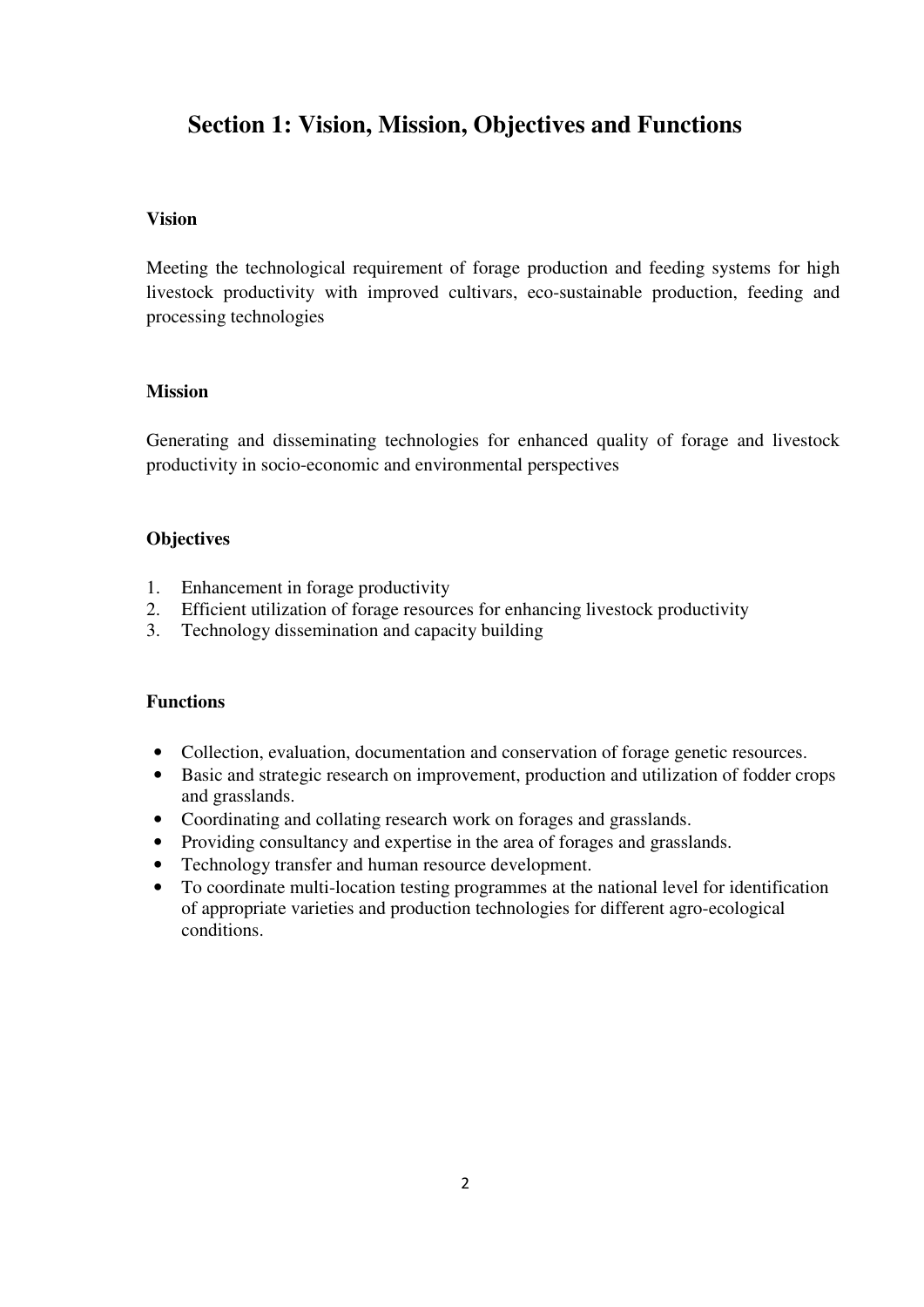# Section 1: Vision, Mission, Objectives and Functions

**Vision**

Meeting the technological requirement of forage production and feeding systems for high livestock productivity with improved cultivars, eco-sustainable production, feeding and processing technologies

**Mission**

Generating and disseminating technologies for enhanced quality of forage and livestock productivity in socio-economic and environmental perspectives

**Objectives**

1. Enhancement in forage productivity
2. Efficient utilization of forage resources for enhancing livestock productivity
3. Technology dissemination and capacity building

**Functions**

- Collection, evaluation, documentation and conservation of forage genetic resources.
- Basic and strategic research on improvement, production and utilization of fodder crops and grasslands.
- Coordinating and collating research work on forages and grasslands.
- Providing consultancy and expertise in the area of forages and grasslands.
- Technology transfer and human resource development.
- To coordinate multi-location testing programmes at the national level for identification of appropriate varieties and production technologies for different agro-ecological conditions.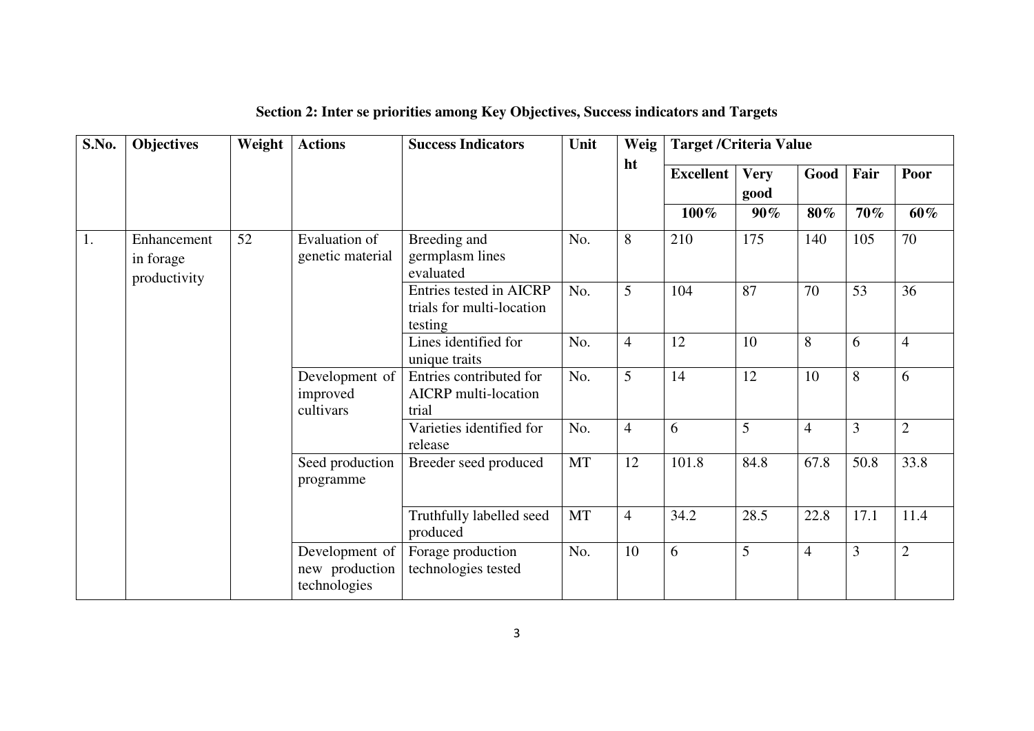## Section 2: Inter se priorities among Key Objectives, Success indicators and Targets

| S.No. | Objectives | Weight | Actions | Success Indicators | Unit | Weight | Target /Criteria Value | | | | |
|---|---|---|---|---|---|---|---|---|---|---|---|
| | | | | | | | Excellent | Very good | Good | Fair | Poor |
| | | | | | | | 100% | 90% | 80% | 70% | 60% |
| 1. | Enhancement in forage productivity | 52 | Evaluation of genetic material | Breeding and germplasm lines evaluated | No. | 8 | 210 | 175 | 140 | 105 | 70 |
| | | | | Entries tested in AICRP trials for multi-location testing | No. | 5 | 104 | 87 | 70 | 53 | 36 |
| | | | | Lines identified for unique traits | No. | 4 | 12 | 10 | 8 | 6 | 4 |
| | | | Development of improved cultivars | Entries contributed for AICRP multi-location trial | No. | 5 | 14 | 12 | 10 | 8 | 6 |
| | | | | Varieties identified for release | No. | 4 | 6 | 5 | 4 | 3 | 2 |
| | | | Seed production programme | Breeder seed produced | MT | 12 | 101.8 | 84.8 | 67.8 | 50.8 | 33.8 |
| | | | | Truthfully labelled seed produced | MT | 4 | 34.2 | 28.5 | 22.8 | 17.1 | 11.4 |
| | | | Development of new production technologies | Forage production technologies tested | No. | 10 | 6 | 5 | 4 | 3 | 2 |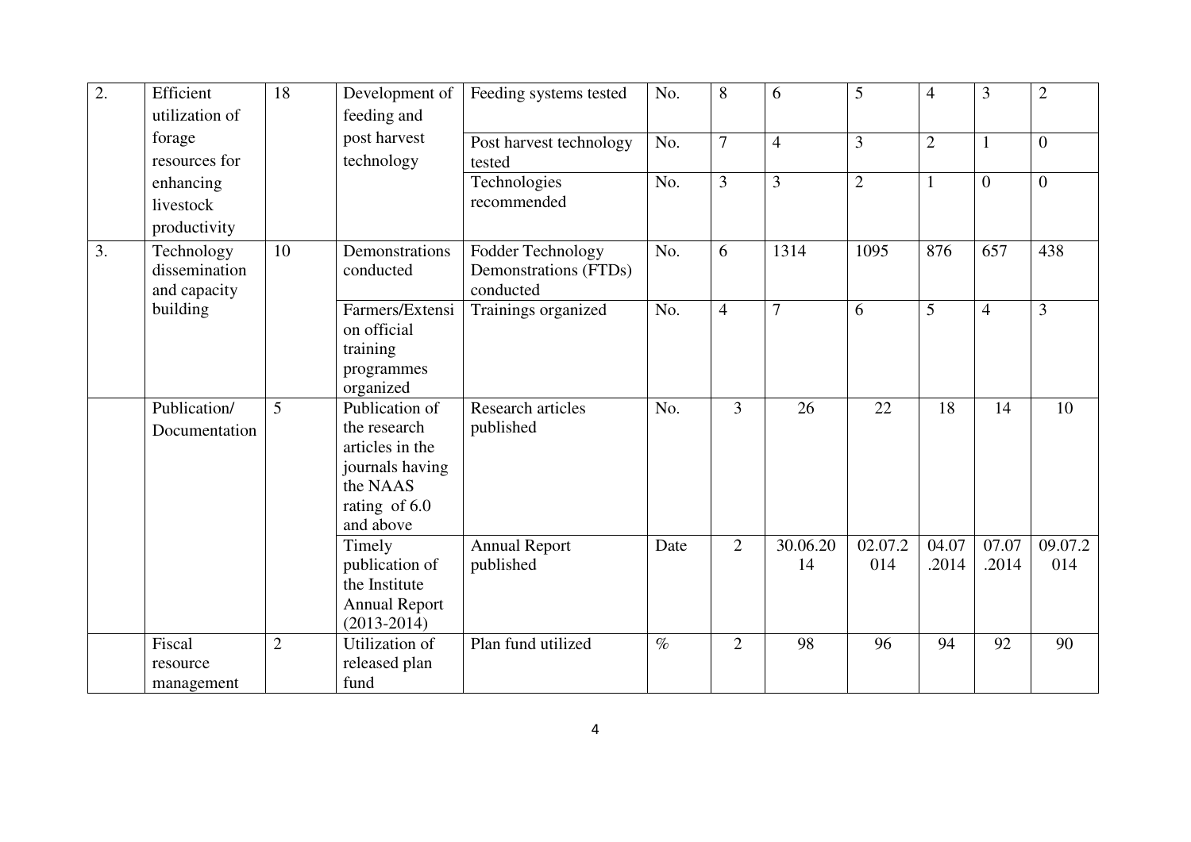| 2. | Efficient utilization of forage resources for enhancing livestock productivity | 18 | Development of feeding and post harvest technology | Feeding systems tested | No. | 8 | 6 | 5 | 4 | 3 | 2 |
|---|---|---|---|---|---|---|---|---|---|---|---|
| | | | | Post harvest technology tested | No. | 7 | 4 | 3 | 2 | 1 | 0 |
| | | | | Technologies recommended | No. | 3 | 3 | 2 | 1 | 0 | 0 |
| 3. | Technology dissemination and capacity building | 10 | Demonstrations conducted | Fodder Technology Demonstrations (FTDs) conducted | No. | 6 | 1314 | 1095 | 876 | 657 | 438 |
| | | | Farmers/Extension official training programmes organized | Trainings organized | No. | 4 | 7 | 6 | 5 | 4 | 3 |
| | Publication/ Documentation | 5 | Publication of the research articles in the journals having the NAAS rating of 6.0 and above | Research articles published | No. | 3 | 26 | 22 | 18 | 14 | 10 |
| | | | Timely publication of the Institute Annual Report (2013-2014) | Annual Report published | Date | 2 | 30.06.2014 | 02.07.2014 | 04.07.2014 | 07.07.2014 | 09.07.2014 |
| | Fiscal resource management | 2 | Utilization of released plan fund | Plan fund utilized | % | 2 | 98 | 96 | 94 | 92 | 90 |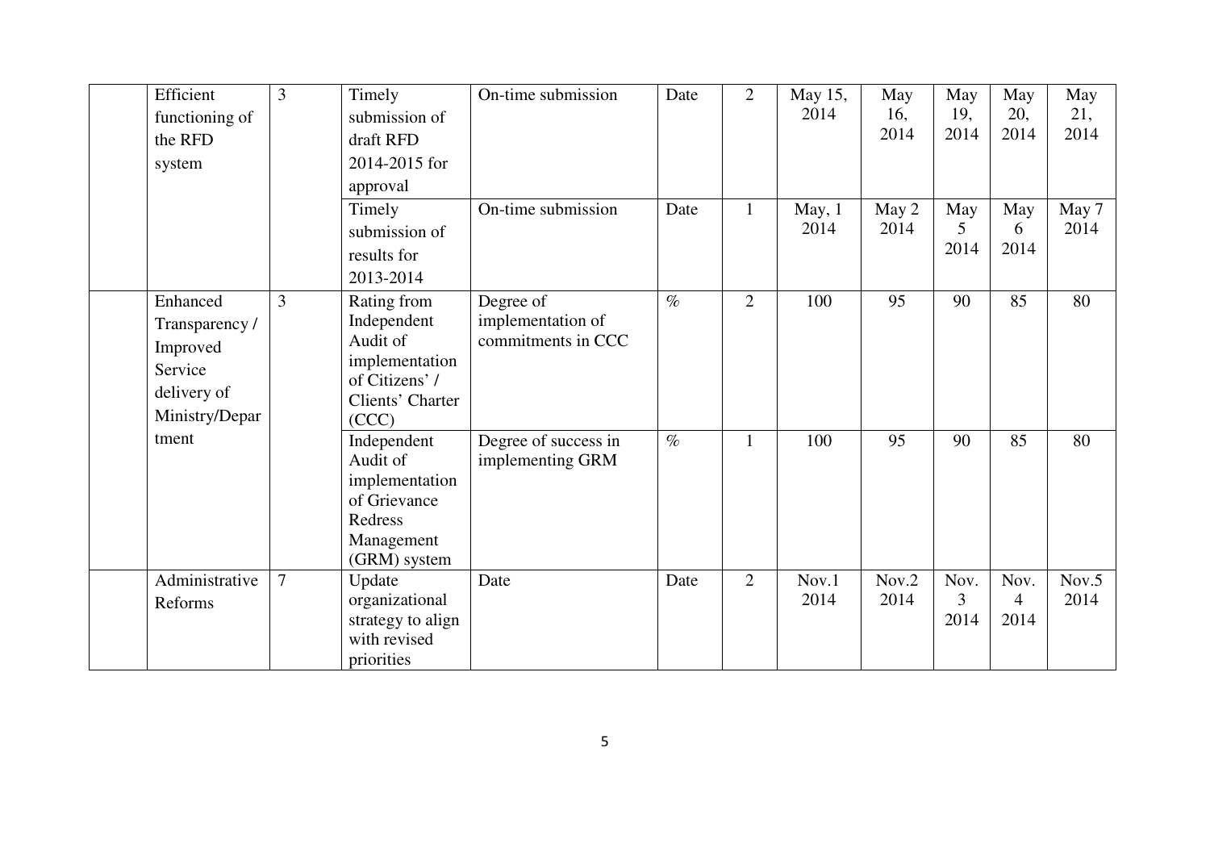|  | Efficient functioning of the RFD system | 3 | Timely submission of draft RFD 2014-2015 for approval | On-time submission | Date | 2 | May 15, 2014 | May 16, 2014 | May 19, 2014 | May 20, 2014 | May 21, 2014 |
|---|---|---|---|---|---|---|---|---|---|---|---|
|  |  |  | Timely submission of results for 2013-2014 | On-time submission | Date | 1 | May, 1 2014 | May 2 2014 | May 5 2014 | May 6 2014 | May 7 2014 |
|  | Enhanced Transparency / Improved Service delivery of Ministry/Department | 3 | Rating from Independent Audit of implementation of Citizens' / Clients' Charter (CCC) | Degree of implementation of commitments in CCC | % | 2 | 100 | 95 | 90 | 85 | 80 |
|  |  |  | Independent Audit of implementation of Grievance Redress Management (GRM) system | Degree of success in implementing GRM | % | 1 | 100 | 95 | 90 | 85 | 80 |
|  | Administrative Reforms | 7 | Update organizational strategy to align with revised priorities | Date | Date | 2 | Nov.1 2014 | Nov.2 2014 | Nov. 3 2014 | Nov. 4 2014 | Nov.5 2014 |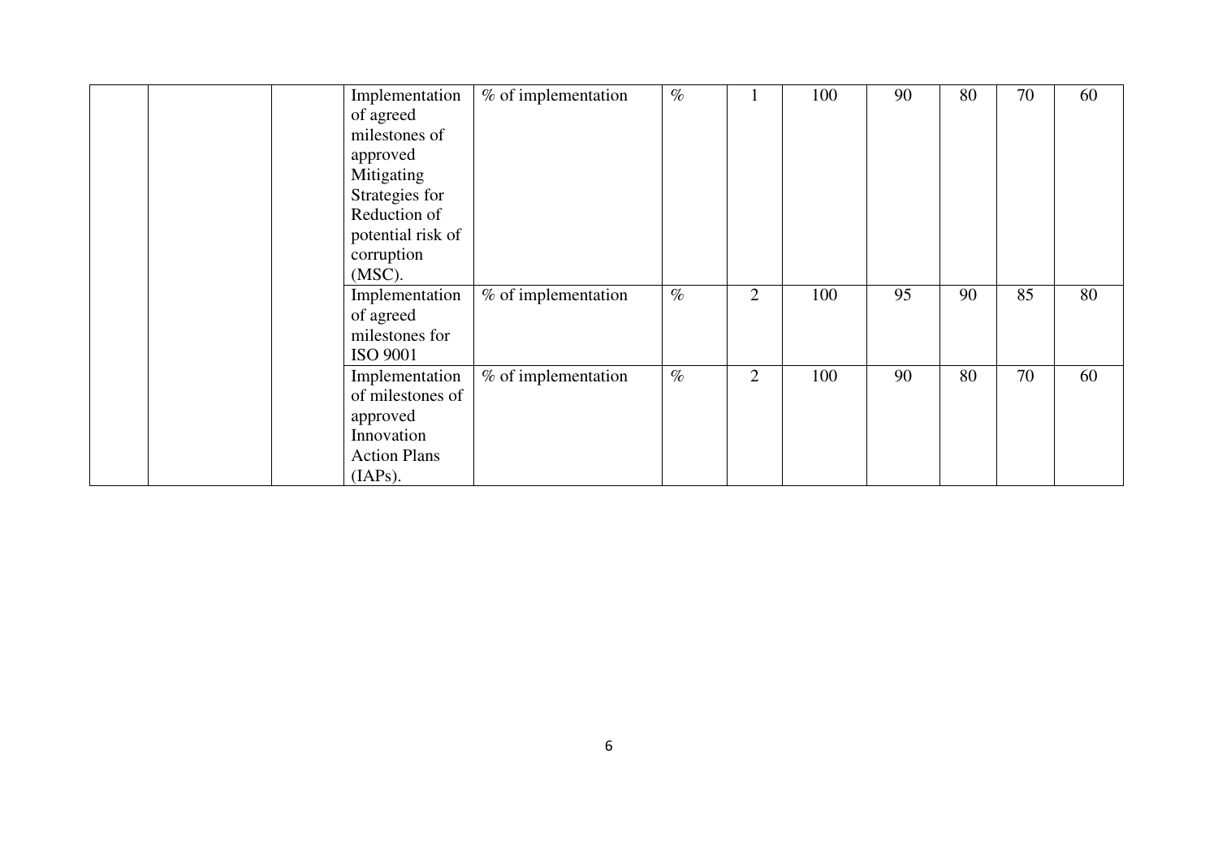| | | | | | | | | | | | |
|---|---|---|---|---|---|---|---|---|---|---|---|
| | | | Implementation of agreed milestones of approved Mitigating Strategies for Reduction of potential risk of corruption (MSC). | % of implementation | % | 1 | 100 | 90 | 80 | 70 | 60 |
| | | | Implementation of agreed milestones for ISO 9001 | % of implementation | % | 2 | 100 | 95 | 90 | 85 | 80 |
| | | | Implementation of milestones of approved Innovation Action Plans (IAPs). | % of implementation | % | 2 | 100 | 90 | 80 | 70 | 60 |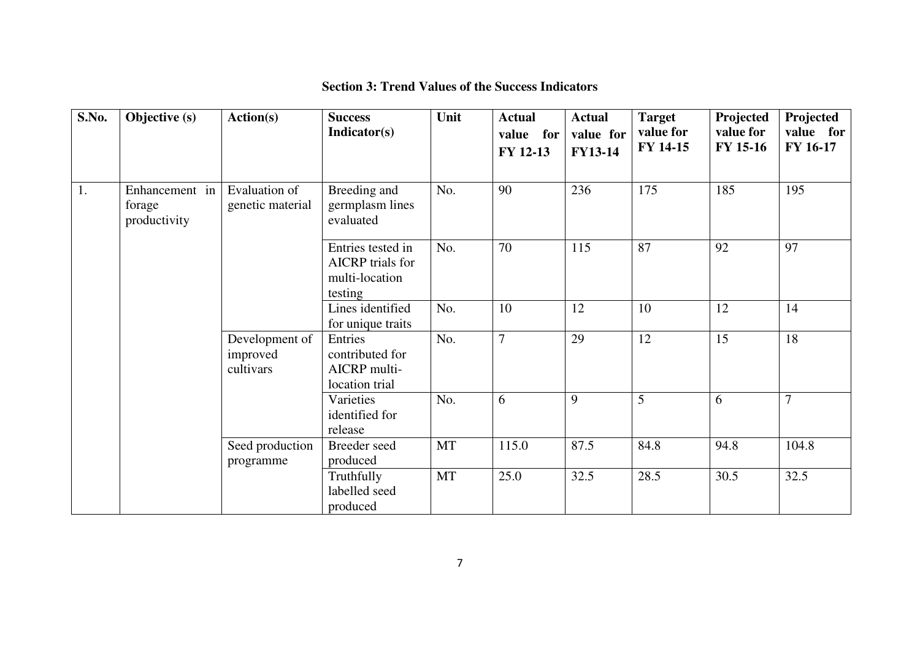## Section 3: Trend Values of the Success Indicators

| S.No. | Objective (s) | Action(s) | Success Indicator(s) | Unit | Actual value for FY 12-13 | Actual value for FY13-14 | Target value for FY 14-15 | Projected value for FY 15-16 | Projected value for FY 16-17 |
|---|---|---|---|---|---|---|---|---|---|
| 1. | Enhancement in forage productivity | Evaluation of genetic material | Breeding and germplasm lines evaluated | No. | 90 | 236 | 175 | 185 | 195 |
| | | | Entries tested in AICRP trials for multi-location testing | No. | 70 | 115 | 87 | 92 | 97 |
| | | | Lines identified for unique traits | No. | 10 | 12 | 10 | 12 | 14 |
| | | Development of improved cultivars | Entries contributed for AICRP multi-location trial | No. | 7 | 29 | 12 | 15 | 18 |
| | | | Varieties identified for release | No. | 6 | 9 | 5 | 6 | 7 |
| | | Seed production programme | Breeder seed produced | MT | 115.0 | 87.5 | 84.8 | 94.8 | 104.8 |
| | | | Truthfully labelled seed produced | MT | 25.0 | 32.5 | 28.5 | 30.5 | 32.5 |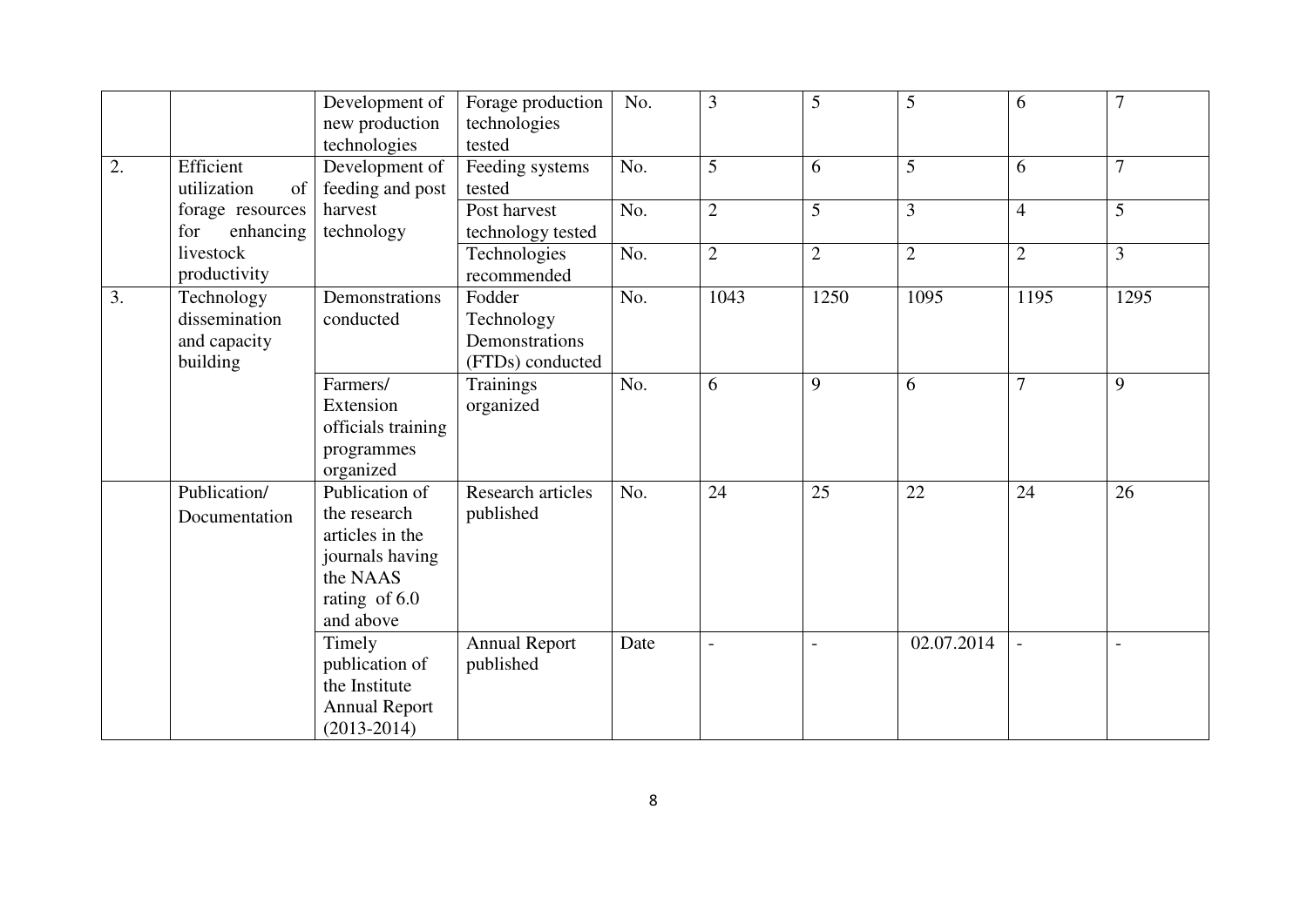| | | Development of new production technologies | Forage production technologies tested | No. | 3 | 5 | 5 | 6 | 7 |
|---|---|---|---|---|---|---|---|---|---|
| 2. | Efficient utilization of forage resources for enhancing livestock productivity | Development of feeding and post harvest technology | Feeding systems tested | No. | 5 | 6 | 5 | 6 | 7 |
| | | | Post harvest technology tested | No. | 2 | 5 | 3 | 4 | 5 |
| | | | Technologies recommended | No. | 2 | 2 | 2 | 2 | 3 |
| 3. | Technology dissemination and capacity building | Demonstrations conducted | Fodder Technology Demonstrations (FTDs) conducted | No. | 1043 | 1250 | 1095 | 1195 | 1295 |
| | | Farmers/ Extension officials training programmes organized | Trainings organized | No. | 6 | 9 | 6 | 7 | 9 |
| | Publication/ Documentation | Publication of the research articles in the journals having the NAAS rating of 6.0 and above | Research articles published | No. | 24 | 25 | 22 | 24 | 26 |
| | | Timely publication of the Institute Annual Report (2013-2014) | Annual Report published | Date | - | - | 02.07.2014 | - | - |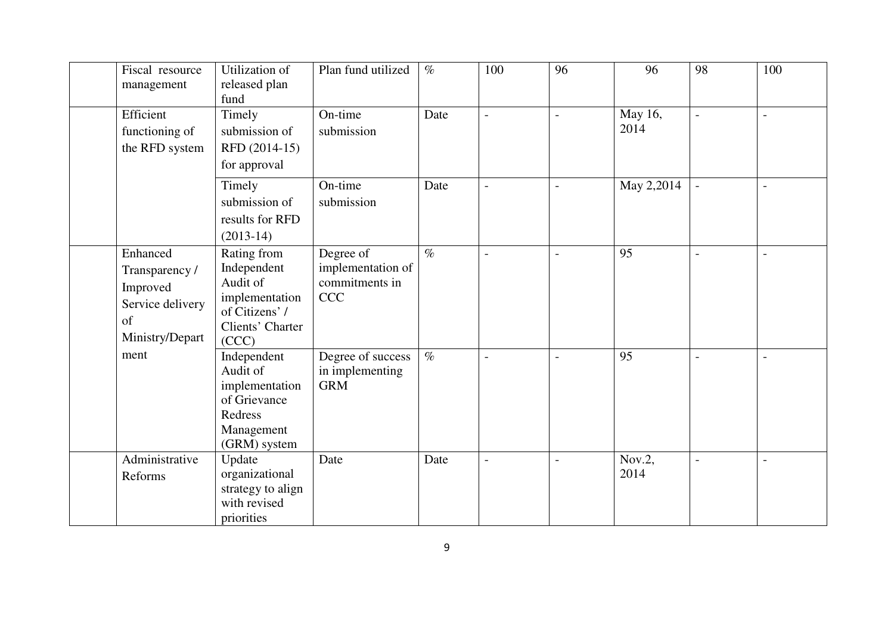|  | Fiscal resource management | Utilization of released plan fund | Plan fund utilized | % | 100 | 96 | 96 | 98 | 100 |
|---|---|---|---|---|---|---|---|---|---|
|  | Efficient functioning of the RFD system | Timely submission of RFD (2014-15) for approval | On-time submission | Date | - | - | May 16, 2014 | - | - |
|  |  | Timely submission of results for RFD (2013-14) | On-time submission | Date | - | - | May 2,2014 | - | - |
|  | Enhanced Transparency / Improved Service delivery of Ministry/Department | Rating from Independent Audit of implementation of Citizens' / Clients' Charter (CCC) | Degree of implementation of commitments in CCC | % | - | - | 95 | - | - |
|  |  | Independent Audit of implementation of Grievance Redress Management (GRM) system | Degree of success in implementing GRM | % | - | - | 95 | - | - |
|  | Administrative Reforms | Update organizational strategy to align with revised priorities | Date | Date | - | - | Nov.2, 2014 | - | - |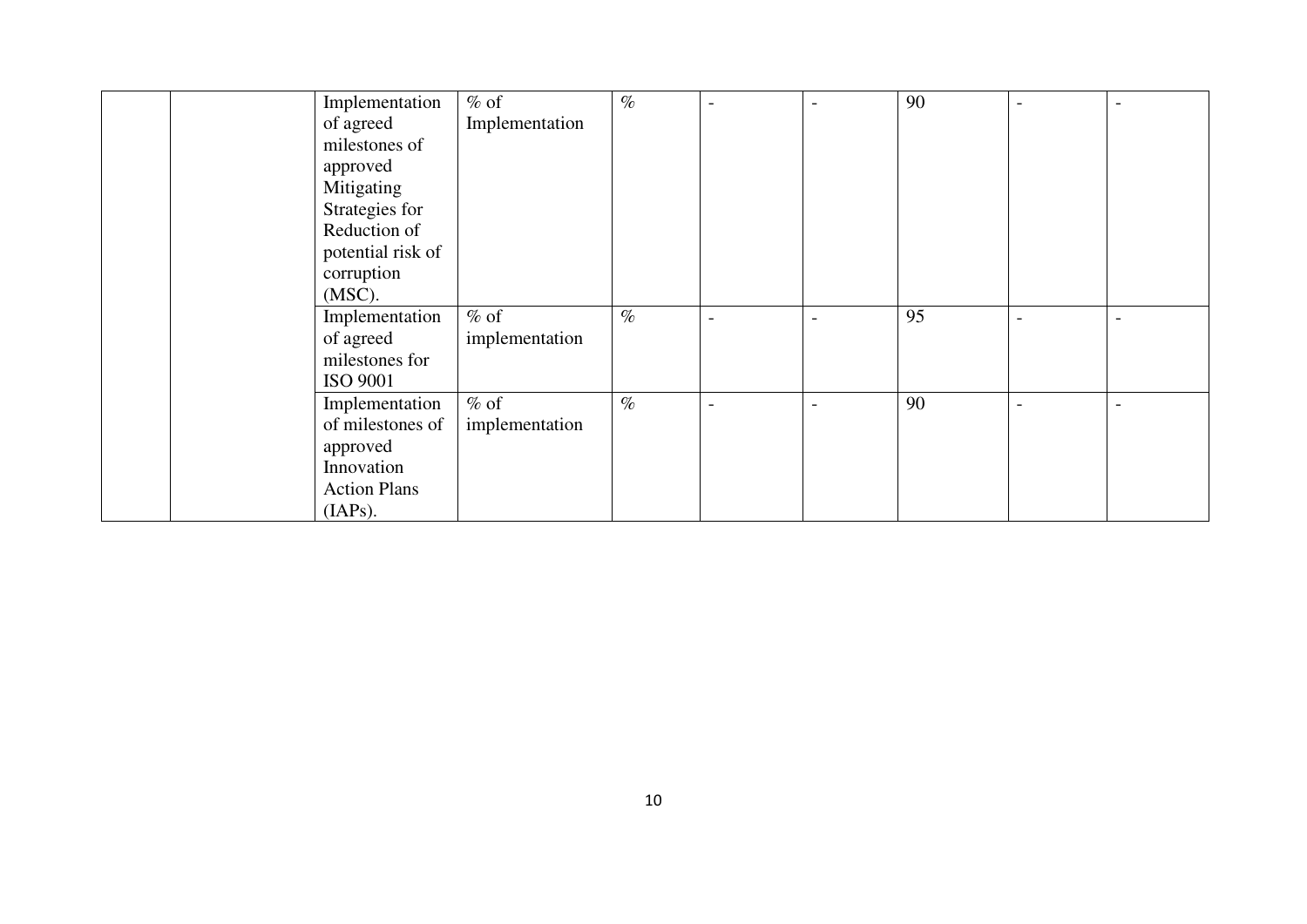| | | | | | | | | | |
|---|---|---|---|---|---|---|---|---|---|
| | | Implementation of agreed milestones of approved Mitigating Strategies for Reduction of potential risk of corruption (MSC). | % of Implementation | % | - | - | 90 | - | - |
| | | Implementation of agreed milestones for ISO 9001 | % of implementation | % | - | - | 95 | - | - |
| | | Implementation of milestones of approved Innovation Action Plans (IAPs). | % of implementation | % | - | - | 90 | - | - |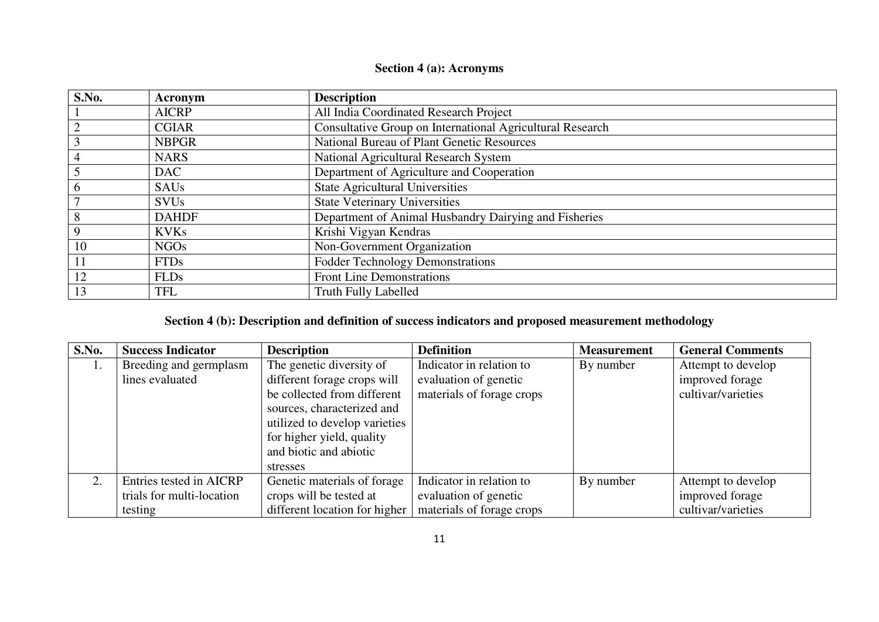## Section 4 (a): Acronyms

| S.No. | Acronym | Description |
|---|---|---|
| 1 | AICRP | All India Coordinated Research Project |
| 2 | CGIAR | Consultative Group on International Agricultural Research |
| 3 | NBPGR | National Bureau of Plant Genetic Resources |
| 4 | NARS | National Agricultural Research System |
| 5 | DAC | Department of Agriculture and Cooperation |
| 6 | SAUs | State Agricultural Universities |
| 7 | SVUs | State Veterinary Universities |
| 8 | DAHDF | Department of Animal Husbandry Dairying and Fisheries |
| 9 | KVKs | Krishi Vigyan Kendras |
| 10 | NGOs | Non-Government Organization |
| 11 | FTDs | Fodder Technology Demonstrations |
| 12 | FLDs | Front Line Demonstrations |
| 13 | TFL | Truth Fully Labelled |

## Section 4 (b): Description and definition of success indicators and proposed measurement methodology

| S.No. | Success Indicator | Description | Definition | Measurement | General Comments |
|---|---|---|---|---|---|
| 1. | Breeding and germplasm lines evaluated | The genetic diversity of different forage crops will be collected from different sources, characterized and utilized to develop varieties for higher yield, quality and biotic and abiotic stresses | Indicator in relation to evaluation of genetic materials of forage crops | By number | Attempt to develop improved forage cultivar/varieties |
| 2. | Entries tested in AICRP trials for multi-location testing | Genetic materials of forage crops will be tested at different location for higher | Indicator in relation to evaluation of genetic materials of forage crops | By number | Attempt to develop improved forage cultivar/varieties |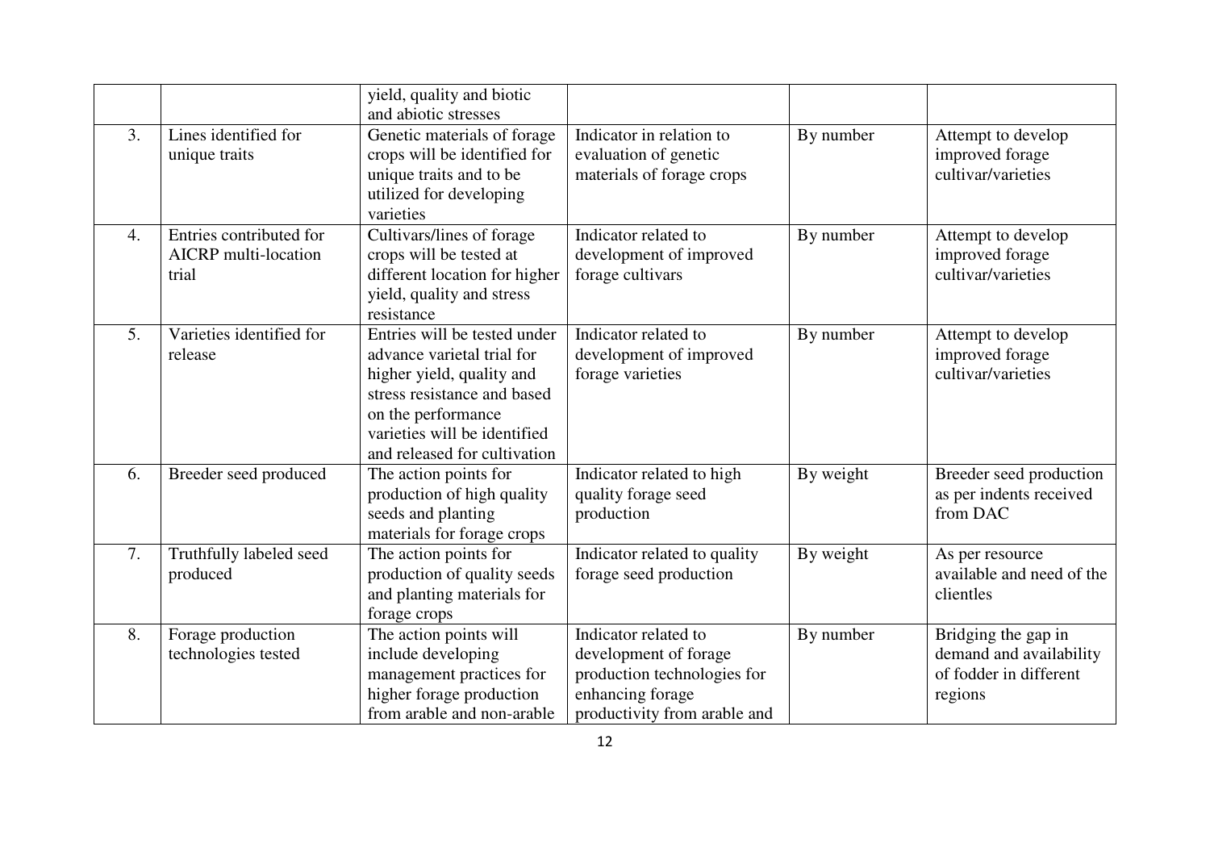| | | yield, quality and biotic and abiotic stresses | | | |
|---|---|---|---|---|---|
| 3. | Lines identified for unique traits | Genetic materials of forage crops will be identified for unique traits and to be utilized for developing varieties | Indicator in relation to evaluation of genetic materials of forage crops | By number | Attempt to develop improved forage cultivar/varieties |
| 4. | Entries contributed for AICRP multi-location trial | Cultivars/lines of forage crops will be tested at different location for higher yield, quality and stress resistance | Indicator related to development of improved forage cultivars | By number | Attempt to develop improved forage cultivar/varieties |
| 5. | Varieties identified for release | Entries will be tested under advance varietal trial for higher yield, quality and stress resistance and based on the performance varieties will be identified and released for cultivation | Indicator related to development of improved forage varieties | By number | Attempt to develop improved forage cultivar/varieties |
| 6. | Breeder seed produced | The action points for production of high quality seeds and planting materials for forage crops | Indicator related to high quality forage seed production | By weight | Breeder seed production as per indents received from DAC |
| 7. | Truthfully labeled seed produced | The action points for production of quality seeds and planting materials for forage crops | Indicator related to quality forage seed production | By weight | As per resource available and need of the clientles |
| 8. | Forage production technologies tested | The action points will include developing management practices for higher forage production from arable and non-arable | Indicator related to development of forage production technologies for enhancing forage productivity from arable and | By number | Bridging the gap in demand and availability of fodder in different regions |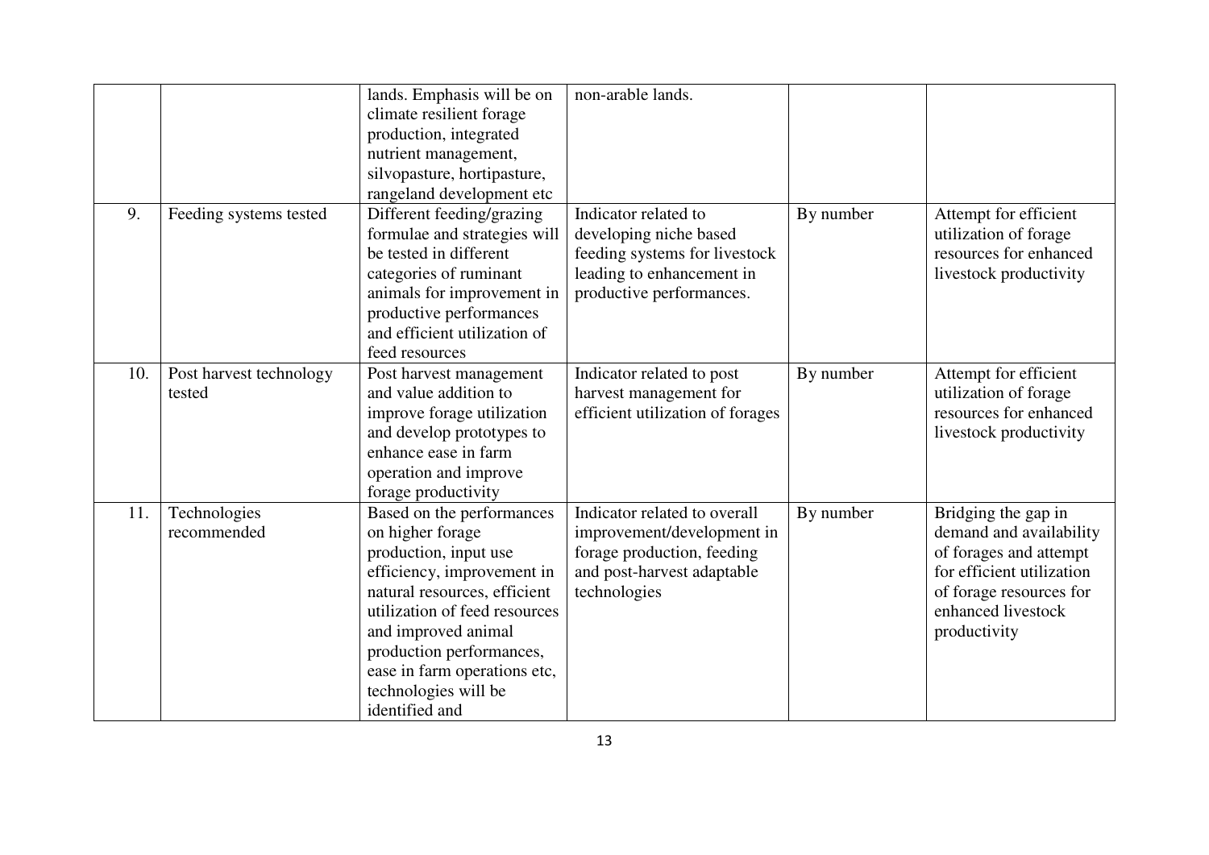|  |  |  |  |  |  |
|---|---|---|---|---|---|
|  |  | lands. Emphasis will be on climate resilient forage production, integrated nutrient management, silvopasture, hortipasture, rangeland development etc | non-arable lands. |  |  |
| 9. | Feeding systems tested | Different feeding/grazing formulae and strategies will be tested in different categories of ruminant animals for improvement in productive performances and efficient utilization of feed resources | Indicator related to developing niche based feeding systems for livestock leading to enhancement in productive performances. | By number | Attempt for efficient utilization of forage resources for enhanced livestock productivity |
| 10. | Post harvest technology tested | Post harvest management and value addition to improve forage utilization and develop prototypes to enhance ease in farm operation and improve forage productivity | Indicator related to post harvest management for efficient utilization of forages | By number | Attempt for efficient utilization of forage resources for enhanced livestock productivity |
| 11. | Technologies recommended | Based on the performances on higher forage production, input use efficiency, improvement in natural resources, efficient utilization of feed resources and improved animal production performances, ease in farm operations etc, technologies will be identified and | Indicator related to overall improvement/development in forage production, feeding and post-harvest adaptable technologies | By number | Bridging the gap in demand and availability of forages and attempt for efficient utilization of forage resources for enhanced livestock productivity |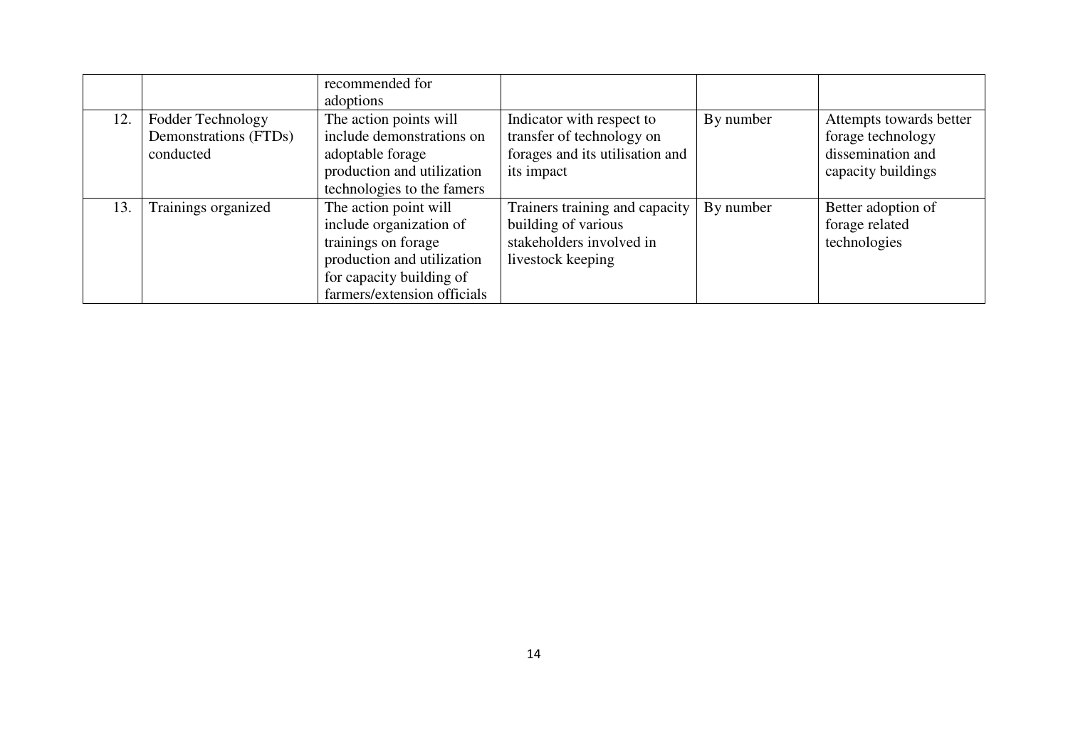| | | | | | |
|---|---|---|---|---|---|
| | | recommended for adoptions | | | |
| 12. | Fodder Technology Demonstrations (FTDs) conducted | The action points will include demonstrations on adoptable forage production and utilization technologies to the famers | Indicator with respect to transfer of technology on forages and its utilisation and its impact | By number | Attempts towards better forage technology dissemination and capacity buildings |
| 13. | Trainings organized | The action point will include organization of trainings on forage production and utilization for capacity building of farmers/extension officials | Trainers training and capacity building of various stakeholders involved in livestock keeping | By number | Better adoption of forage related technologies |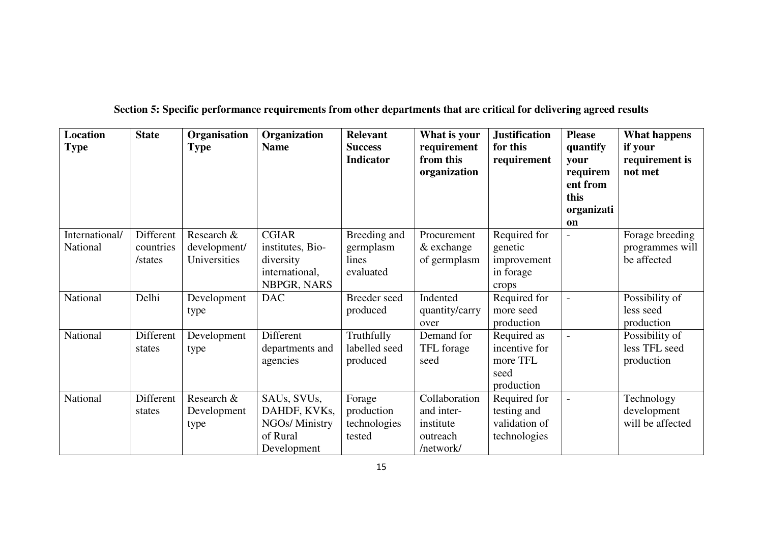**Section 5: Specific performance requirements from other departments that are critical for delivering agreed results**

| Location Type | State | Organisation Type | Organization Name | Relevant Success Indicator | What is your requirement from this organization | Justification for this requirement | Please quantify your requirement from this organization | What happens if your requirement is not met |
|---|---|---|---|---|---|---|---|---|
| International/ National | Different countries /states | Research & development/ Universities | CGIAR institutes, Bio-diversity international, NBPGR, NARS | Breeding and germplasm lines evaluated | Procurement & exchange of germplasm | Required for genetic improvement in forage crops | - | Forage breeding programmes will be affected |
| National | Delhi | Development type | DAC | Breeder seed produced | Indented quantity/carry over | Required for more seed production | - | Possibility of less seed production |
| National | Different states | Development type | Different departments and agencies | Truthfully labelled seed produced | Demand for TFL forage seed | Required as incentive for more TFL seed production | - | Possibility of less TFL seed production |
| National | Different states | Research & Development type | SAUs, SVUs, DAHDF, KVKs, NGOs/ Ministry of Rural Development | Forage production technologies tested | Collaboration and inter-institute outreach /network/ | Required for testing and validation of technologies | - | Technology development will be affected |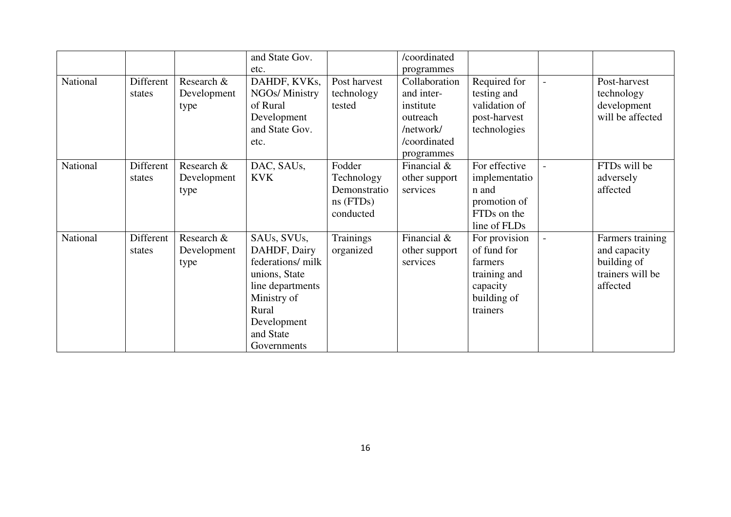|  |  |  | and State Gov. etc. |  | /coordinated programmes |  |  |  |
|---|---|---|---|---|---|---|---|---|
| National | Different states | Research & Development type | DAHDF, KVKs, NGOs/ Ministry of Rural Development and State Gov. etc. | Post harvest technology tested | Collaboration and inter-institute outreach /network/ /coordinated programmes | Required for testing and validation of post-harvest technologies | - | Post-harvest technology development will be affected |
| National | Different states | Research & Development type | DAC, SAUs, KVK | Fodder Technology Demonstrations (FTDs) conducted | Financial & other support services | For effective implementation and promotion of FTDs on the line of FLDs | - | FTDs will be adversely affected |
| National | Different states | Research & Development type | SAUs, SVUs, DAHDF, Dairy federations/ milk unions, State line departments Ministry of Rural Development and State Governments | Trainings organized | Financial & other support services | For provision of fund for farmers training and capacity building of trainers | - | Farmers training and capacity building of trainers will be affected |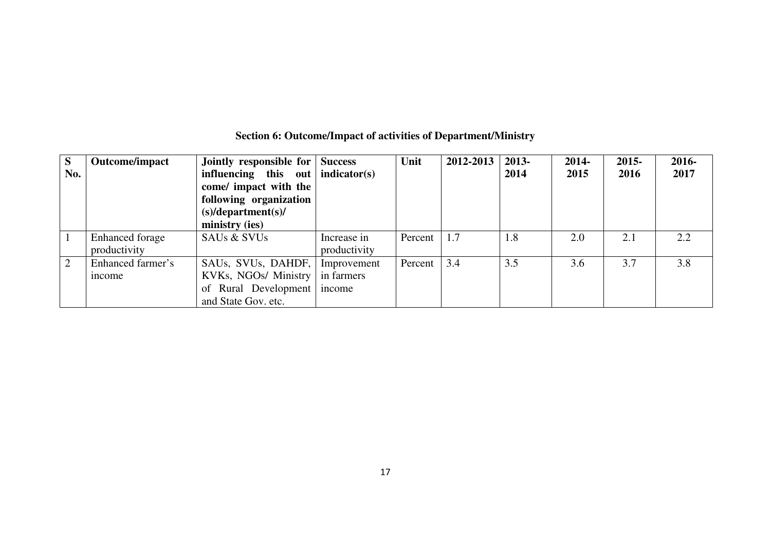**Section 6: Outcome/Impact of activities of Department/Ministry**

| S No. | Outcome/impact | Jointly responsible for influencing this out come/ impact with the following organization (s)/department(s)/ ministry (ies) | Success indicator(s) | Unit | 2012-2013 | 2013-2014 | 2014-2015 | 2015-2016 | 2016-2017 |
|---|---|---|---|---|---|---|---|---|---|
| 1 | Enhanced forage productivity | SAUs & SVUs | Increase in productivity | Percent | 1.7 | 1.8 | 2.0 | 2.1 | 2.2 |
| 2 | Enhanced farmer's income | SAUs, SVUs, DAHDF, KVKs, NGOs/ Ministry of Rural Development and State Gov. etc. | Improvement in farmers income | Percent | 3.4 | 3.5 | 3.6 | 3.7 | 3.8 |